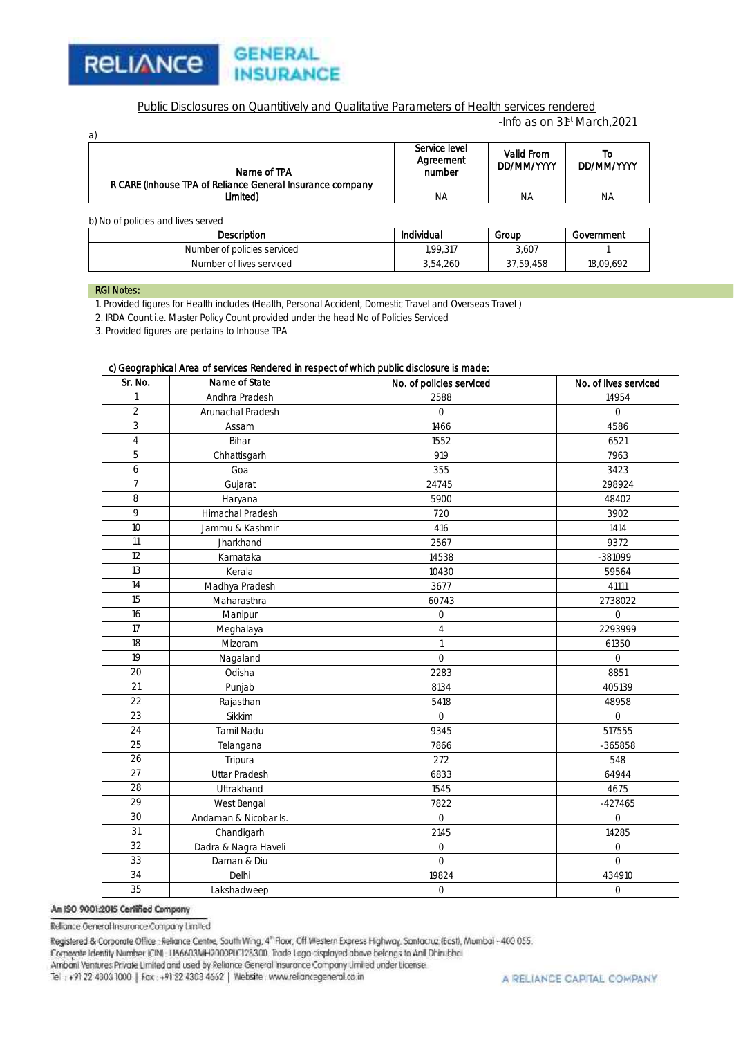# Public Disclosures on Quantitively and Qualitative Parameters of Health services rendered

-Info as on 31st March,2021

a)

| Name of TPA | Service level Agreement number | Valid From DD/MM/YYYY | To DD/MM/YYYY |
|---|---|---|---|
| R CARE (Inhouse TPA of Reliance General Insurance company Limited) | NA | NA | NA |

b) No of policies and lives served

| Description | Individual | Group | Government |
|---|---|---|---|
| Number of policies serviced | 1,99,317 | 3,607 | 1 |
| Number of lives serviced | 3,54,260 | 37,59,458 | 18,09,692 |

**RGI Notes:**

1. Provided figures for Health includes (Health, Personal Accident, Domestic Travel and Overseas Travel )
2. IRDA Count i.e. Master Policy Count provided under the head No of Policies Serviced
3. Provided figures are pertains to Inhouse TPA

c) Geographical Area of services Rendered in respect of which public disclosure is made:

| Sr. No. | Name of State | No. of policies serviced | No. of lives serviced |
|---|---|---|---|
| 1 | Andhra Pradesh | 2588 | 14954 |
| 2 | Arunachal Pradesh | 0 | 0 |
| 3 | Assam | 1466 | 4586 |
| 4 | Bihar | 1552 | 6521 |
| 5 | Chhattisgarh | 919 | 7963 |
| 6 | Goa | 355 | 3423 |
| 7 | Gujarat | 24745 | 298924 |
| 8 | Haryana | 5900 | 48402 |
| 9 | Himachal Pradesh | 720 | 3902 |
| 10 | Jammu & Kashmir | 416 | 1414 |
| 11 | Jharkhand | 2567 | 9372 |
| 12 | Karnataka | 14538 | -381099 |
| 13 | Kerala | 10430 | 59564 |
| 14 | Madhya Pradesh | 3677 | 41111 |
| 15 | Maharasthra | 60743 | 2738022 |
| 16 | Manipur | 0 | 0 |
| 17 | Meghalaya | 4 | 2293999 |
| 18 | Mizoram | 1 | 61350 |
| 19 | Nagaland | 0 | 0 |
| 20 | Odisha | 2283 | 8851 |
| 21 | Punjab | 8134 | 405139 |
| 22 | Rajasthan | 5418 | 48958 |
| 23 | Sikkim | 0 | 0 |
| 24 | Tamil Nadu | 9345 | 517555 |
| 25 | Telangana | 7866 | -365858 |
| 26 | Tripura | 272 | 548 |
| 27 | Uttar Pradesh | 6833 | 64944 |
| 28 | Uttrakhand | 1545 | 4675 |
| 29 | West Bengal | 7822 | -427465 |
| 30 | Andaman & Nicobar Is. | 0 | 0 |
| 31 | Chandigarh | 2145 | 14285 |
| 32 | Dadra & Nagra Haveli | 0 | 0 |
| 33 | Daman & Diu | 0 | 0 |
| 34 | Delhi | 19824 | 434910 |
| 35 | Lakshadweep | 0 | 0 |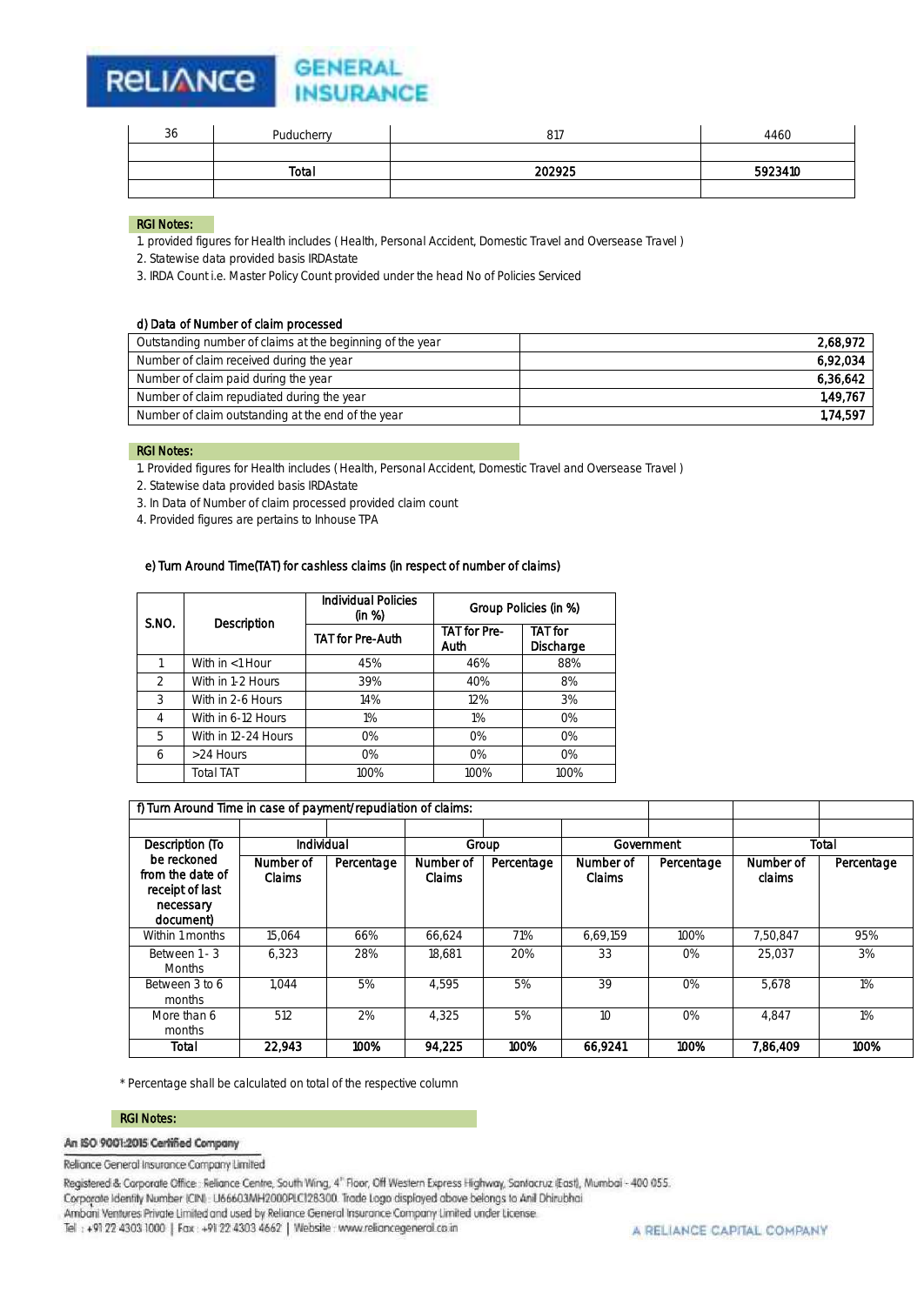| | | | |
|---|---|---|---|
| 36 | Puducherry | 817 | 4460 |
| | | | |
| | **Total** | **202925** | **5923410** |
| | | | |

**RGI Notes:**

1. provided figures for Health includes ( Health, Personal Accident, Domestic Travel and Oversease Travel )
2. Statewise data provided basis IRDAstate
3. IRDA Count i.e. Master Policy Count provided under the head No of Policies Serviced

### d) Data of Number of claim processed

| | |
|---|---|
| Outstanding number of claims at the beginning of the year | **2,68,972** |
| Number of claim received during the year | **6,92,034** |
| Number of claim paid during the year | **6,36,642** |
| Number of claim repudiated during the year | **1,49,767** |
| Number of claim outstanding at the end of the year | **1,74,597** |

**RGI Notes:**

1. Provided figures for Health includes ( Health, Personal Accident, Domestic Travel and Oversease Travel )
2. Statewise data provided basis IRDAstate
3. In Data of Number of claim processed provided claim count
4. Provided figures are pertains to Inhouse TPA

### e) Turn Around Time(TAT) for cashless claims (in respect of number of claims)

| S.NO. | Description | Individual Policies (in %) | Group Policies (in %) | |
|---|---|---|---|---|
| | | TAT for Pre-Auth | TAT for Pre-Auth | TAT for Discharge |
| 1 | With in <1 Hour | 45% | 46% | 88% |
| 2 | With in 1-2 Hours | 39% | 40% | 8% |
| 3 | With in 2-6 Hours | 14% | 12% | 3% |
| 4 | With in 6-12 Hours | 1% | 1% | 0% |
| 5 | With in 12-24 Hours | 0% | 0% | 0% |
| 6 | >24 Hours | 0% | 0% | 0% |
| | Total TAT | 100% | 100% | 100% |

### f) Turn Around Time in case of payment/repudiation of claims:

| Description (To be reckoned from the date of receipt of last necessary document) | Individual | | Group | | Government | | Total | |
|---|---|---|---|---|---|---|---|---|
| | Number of Claims | Percentage | Number of Claims | Percentage | Number of Claims | Percentage | Number of claims | Percentage |
| Within 1 months | 15,064 | 66% | 66,624 | 71% | 6,69,159 | 100% | 7,50,847 | 95% |
| Between 1 - 3 Months | 6,323 | 28% | 18,681 | 20% | 33 | 0% | 25,037 | 3% |
| Between 3 to 6 months | 1,044 | 5% | 4,595 | 5% | 39 | 0% | 5,678 | 1% |
| More than 6 months | 512 | 2% | 4,325 | 5% | 10 | 0% | 4,847 | 1% |
| **Total** | **22,943** | **100%** | **94,225** | **100%** | **66,9241** | **100%** | **7,86,409** | **100%** |

\* Percentage shall be calculated on total of the respective column

**RGI Notes:**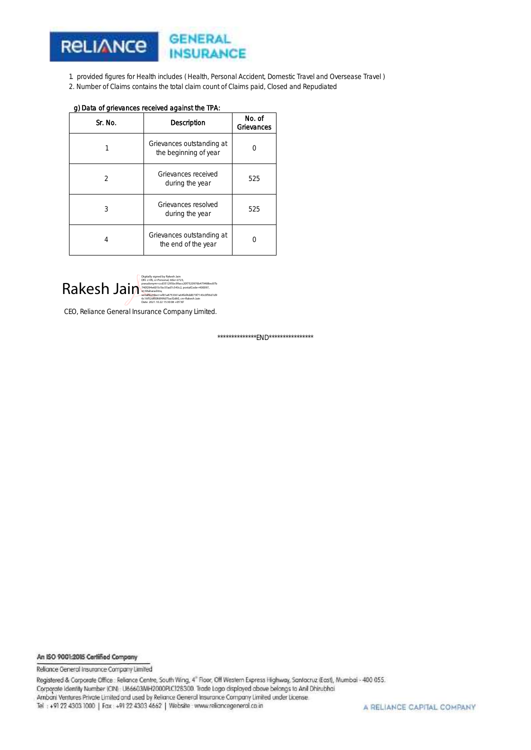1. provided figures for Health includes ( Health, Personal Accident, Domestic Travel and Overseas Travel )
2. Number of Claims contains the total claim count of Claims paid, Closed and Repudiated

**g) Data of grievances received against the TPA:**

| Sr. No. | Description | No. of Grievances |
|---|---|---|
| 1 | Grievances outstanding at the beginning of year | 0 |
| 2 | Grievances received during the year | 525 |
| 3 | Grievances resolved during the year | 525 |
| 4 | Grievances outstanding at the end of the year | 0 |

Rakesh Jain

Digitally signed by Rakesh Jain
Date: 2021.10.22 15:30:08 +05'30'

CEO, Reliance General Insurance Company Limited.

**************END****************

An ISO 9001:2015 Certified Company

Reliance General Insurance Company Limited

Registered & Corporate Office : Reliance Centre, South Wing, 4th Floor, Off Western Express Highway, Santacruz (East), Mumbai - 400 055.
Corporate Identity Number (CIN) : U66603MH2000PLC128300. Trade Logo displayed above belongs to Anil Dhirubhai Ambani Ventures Private Limited and used by Reliance General Insurance Company Limited under License.
Tel : +91 22 4303 1000 | Fax : +91 22 4303 4662 | Website : www.reliancegeneral.co.in

A RELIANCE CAPITAL COMPANY